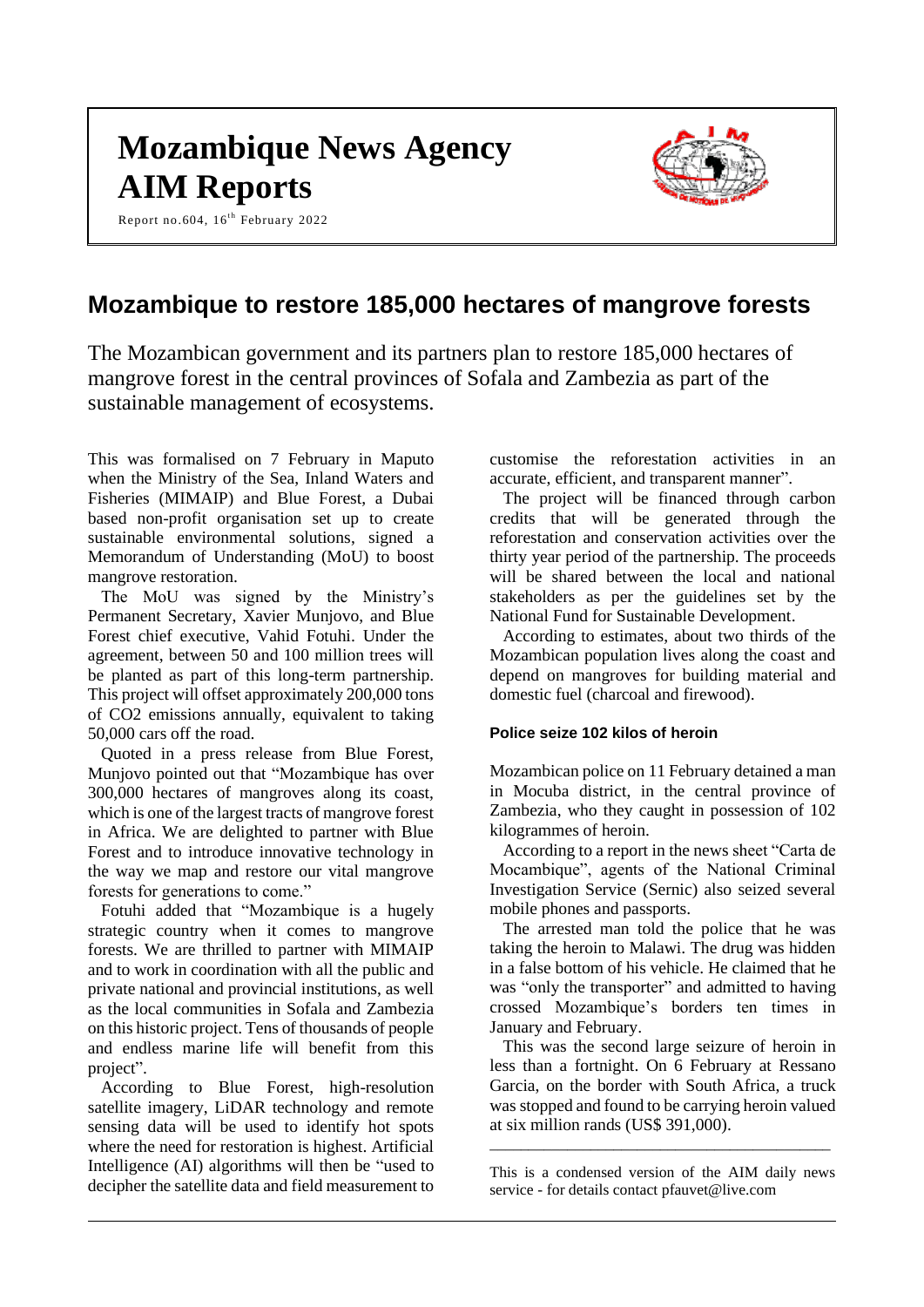# Mozambique News Agency
# AIM Reports

Report no.604, 16th February 2022

## Mozambique to restore 185,000 hectares of mangrove forests

The Mozambican government and its partners plan to restore 185,000 hectares of mangrove forest in the central provinces of Sofala and Zambezia as part of the sustainable management of ecosystems.

This was formalised on 7 February in Maputo when the Ministry of the Sea, Inland Waters and Fisheries (MIMAIP) and Blue Forest, a Dubai based non-profit organisation set up to create sustainable environmental solutions, signed a Memorandum of Understanding (MoU) to boost mangrove restoration.

The MoU was signed by the Ministry's Permanent Secretary, Xavier Munjovo, and Blue Forest chief executive, Vahid Fotuhi. Under the agreement, between 50 and 100 million trees will be planted as part of this long-term partnership. This project will offset approximately 200,000 tons of $CO_2$ emissions annually, equivalent to taking 50,000 cars off the road.

Quoted in a press release from Blue Forest, Munjovo pointed out that "Mozambique has over 300,000 hectares of mangroves along its coast, which is one of the largest tracts of mangrove forest in Africa. We are delighted to partner with Blue Forest and to introduce innovative technology in the way we map and restore our vital mangrove forests for generations to come."

Fotuhi added that "Mozambique is a hugely strategic country when it comes to mangrove forests. We are thrilled to partner with MIMAIP and to work in coordination with all the public and private national and provincial institutions, as well as the local communities in Sofala and Zambezia on this historic project. Tens of thousands of people and endless marine life will benefit from this project".

According to Blue Forest, high-resolution satellite imagery, LiDAR technology and remote sensing data will be used to identify hot spots where the need for restoration is highest. Artificial Intelligence (AI) algorithms will then be "used to decipher the satellite data and field measurement to customise the reforestation activities in an accurate, efficient, and transparent manner".

The project will be financed through carbon credits that will be generated through the reforestation and conservation activities over the thirty year period of the partnership. The proceeds will be shared between the local and national stakeholders as per the guidelines set by the National Fund for Sustainable Development.

According to estimates, about two thirds of the Mozambican population lives along the coast and depend on mangroves for building material and domestic fuel (charcoal and firewood).

### Police seize 102 kilos of heroin

Mozambican police on 11 February detained a man in Mocuba district, in the central province of Zambezia, who they caught in possession of 102 kilogrammes of heroin.

According to a report in the news sheet "Carta de Mocambique", agents of the National Criminal Investigation Service (Sernic) also seized several mobile phones and passports.

The arrested man told the police that he was taking the heroin to Malawi. The drug was hidden in a false bottom of his vehicle. He claimed that he was "only the transporter" and admitted to having crossed Mozambique's borders ten times in January and February.

This was the second large seizure of heroin in less than a fortnight. On 6 February at Ressano Garcia, on the border with South Africa, a truck was stopped and found to be carrying heroin valued at six million rands (US$ 391,000).

---

This is a condensed version of the AIM daily news service - for details contact pfauvet@live.com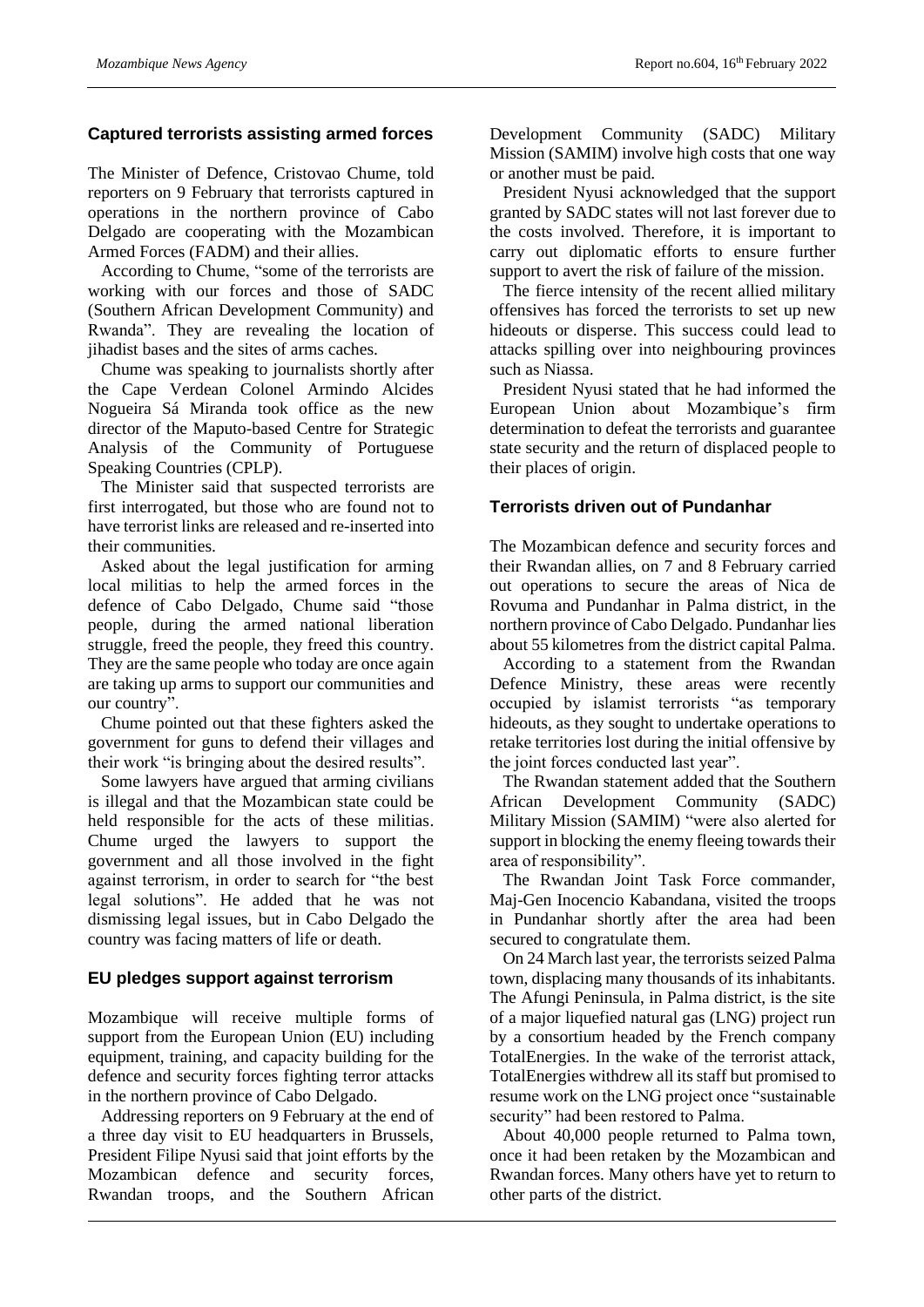## Captured terrorists assisting armed forces

The Minister of Defence, Cristovao Chume, told reporters on 9 February that terrorists captured in operations in the northern province of Cabo Delgado are cooperating with the Mozambican Armed Forces (FADM) and their allies.

According to Chume, "some of the terrorists are working with our forces and those of SADC (Southern African Development Community) and Rwanda". They are revealing the location of jihadist bases and the sites of arms caches.

Chume was speaking to journalists shortly after the Cape Verdean Colonel Armindo Alcides Nogueira Sá Miranda took office as the new director of the Maputo-based Centre for Strategic Analysis of the Community of Portuguese Speaking Countries (CPLP).

The Minister said that suspected terrorists are first interrogated, but those who are found not to have terrorist links are released and re-inserted into their communities.

Asked about the legal justification for arming local militias to help the armed forces in the defence of Cabo Delgado, Chume said "those people, during the armed national liberation struggle, freed the people, they freed this country. They are the same people who today are once again are taking up arms to support our communities and our country".

Chume pointed out that these fighters asked the government for guns to defend their villages and their work "is bringing about the desired results".

Some lawyers have argued that arming civilians is illegal and that the Mozambican state could be held responsible for the acts of these militias. Chume urged the lawyers to support the government and all those involved in the fight against terrorism, in order to search for "the best legal solutions". He added that he was not dismissing legal issues, but in Cabo Delgado the country was facing matters of life or death.

## EU pledges support against terrorism

Mozambique will receive multiple forms of support from the European Union (EU) including equipment, training, and capacity building for the defence and security forces fighting terror attacks in the northern province of Cabo Delgado.

Addressing reporters on 9 February at the end of a three day visit to EU headquarters in Brussels, President Filipe Nyusi said that joint efforts by the Mozambican defence and security forces, Rwandan troops, and the Southern African Development Community (SADC) Military Mission (SAMIM) involve high costs that one way or another must be paid.

President Nyusi acknowledged that the support granted by SADC states will not last forever due to the costs involved. Therefore, it is important to carry out diplomatic efforts to ensure further support to avert the risk of failure of the mission.

The fierce intensity of the recent allied military offensives has forced the terrorists to set up new hideouts or disperse. This success could lead to attacks spilling over into neighbouring provinces such as Niassa.

President Nyusi stated that he had informed the European Union about Mozambique's firm determination to defeat the terrorists and guarantee state security and the return of displaced people to their places of origin.

## Terrorists driven out of Pundanhar

The Mozambican defence and security forces and their Rwandan allies, on 7 and 8 February carried out operations to secure the areas of Nica de Rovuma and Pundanhar in Palma district, in the northern province of Cabo Delgado. Pundanhar lies about 55 kilometres from the district capital Palma.

According to a statement from the Rwandan Defence Ministry, these areas were recently occupied by islamist terrorists "as temporary hideouts, as they sought to undertake operations to retake territories lost during the initial offensive by the joint forces conducted last year".

The Rwandan statement added that the Southern African Development Community (SADC) Military Mission (SAMIM) "were also alerted for support in blocking the enemy fleeing towards their area of responsibility".

The Rwandan Joint Task Force commander, Maj-Gen Inocencio Kabandana, visited the troops in Pundanhar shortly after the area had been secured to congratulate them.

On 24 March last year, the terrorists seized Palma town, displacing many thousands of its inhabitants. The Afungi Peninsula, in Palma district, is the site of a major liquefied natural gas (LNG) project run by a consortium headed by the French company TotalEnergies. In the wake of the terrorist attack, TotalEnergies withdrew all its staff but promised to resume work on the LNG project once "sustainable security" had been restored to Palma.

About 40,000 people returned to Palma town, once it had been retaken by the Mozambican and Rwandan forces. Many others have yet to return to other parts of the district.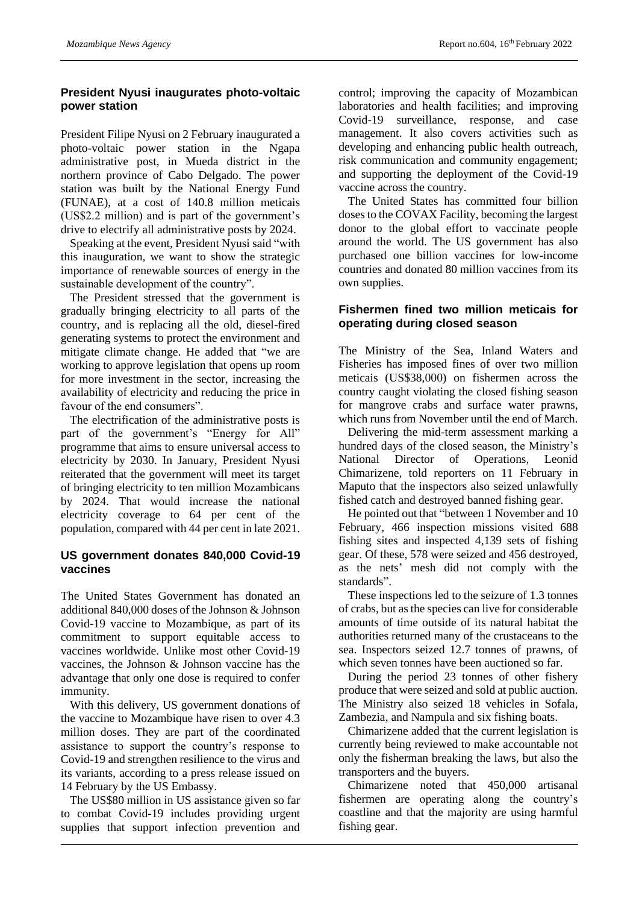## President Nyusi inaugurates photo-voltaic power station

President Filipe Nyusi on 2 February inaugurated a photo-voltaic power station in the Ngapa administrative post, in Mueda district in the northern province of Cabo Delgado. The power station was built by the National Energy Fund (FUNAE), at a cost of 140.8 million meticais (US$2.2 million) and is part of the government's drive to electrify all administrative posts by 2024.

Speaking at the event, President Nyusi said "with this inauguration, we want to show the strategic importance of renewable sources of energy in the sustainable development of the country".

The President stressed that the government is gradually bringing electricity to all parts of the country, and is replacing all the old, diesel-fired generating systems to protect the environment and mitigate climate change. He added that "we are working to approve legislation that opens up room for more investment in the sector, increasing the availability of electricity and reducing the price in favour of the end consumers".

The electrification of the administrative posts is part of the government's "Energy for All" programme that aims to ensure universal access to electricity by 2030. In January, President Nyusi reiterated that the government will meet its target of bringing electricity to ten million Mozambicans by 2024. That would increase the national electricity coverage to 64 per cent of the population, compared with 44 per cent in late 2021.

## US government donates 840,000 Covid-19 vaccines

The United States Government has donated an additional 840,000 doses of the Johnson & Johnson Covid-19 vaccine to Mozambique, as part of its commitment to support equitable access to vaccines worldwide. Unlike most other Covid-19 vaccines, the Johnson & Johnson vaccine has the advantage that only one dose is required to confer immunity.

With this delivery, US government donations of the vaccine to Mozambique have risen to over 4.3 million doses. They are part of the coordinated assistance to support the country's response to Covid-19 and strengthen resilience to the virus and its variants, according to a press release issued on 14 February by the US Embassy.

The US$80 million in US assistance given so far to combat Covid-19 includes providing urgent supplies that support infection prevention and control; improving the capacity of Mozambican laboratories and health facilities; and improving Covid-19 surveillance, response, and case management. It also covers activities such as developing and enhancing public health outreach, risk communication and community engagement; and supporting the deployment of the Covid-19 vaccine across the country.

The United States has committed four billion doses to the COVAX Facility, becoming the largest donor to the global effort to vaccinate people around the world. The US government has also purchased one billion vaccines for low-income countries and donated 80 million vaccines from its own supplies.

## Fishermen fined two million meticais for operating during closed season

The Ministry of the Sea, Inland Waters and Fisheries has imposed fines of over two million meticais (US$38,000) on fishermen across the country caught violating the closed fishing season for mangrove crabs and surface water prawns, which runs from November until the end of March.

Delivering the mid-term assessment marking a hundred days of the closed season, the Ministry's National Director of Operations, Leonid Chimarizene, told reporters on 11 February in Maputo that the inspectors also seized unlawfully fished catch and destroyed banned fishing gear.

He pointed out that "between 1 November and 10 February, 466 inspection missions visited 688 fishing sites and inspected 4,139 sets of fishing gear. Of these, 578 were seized and 456 destroyed, as the nets' mesh did not comply with the standards".

These inspections led to the seizure of 1.3 tonnes of crabs, but as the species can live for considerable amounts of time outside of its natural habitat the authorities returned many of the crustaceans to the sea. Inspectors seized 12.7 tonnes of prawns, of which seven tonnes have been auctioned so far.

During the period 23 tonnes of other fishery produce that were seized and sold at public auction. The Ministry also seized 18 vehicles in Sofala, Zambezia, and Nampula and six fishing boats.

Chimarizene added that the current legislation is currently being reviewed to make accountable not only the fisherman breaking the laws, but also the transporters and the buyers.

Chimarizene noted that 450,000 artisanal fishermen are operating along the country's coastline and that the majority are using harmful fishing gear.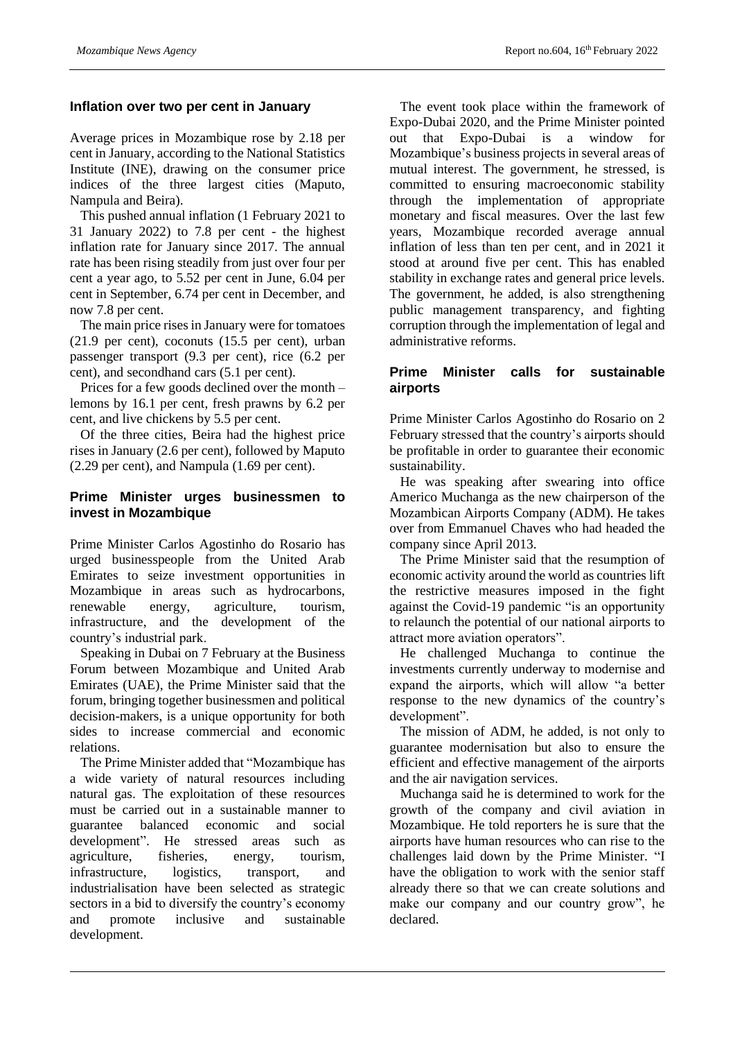## Inflation over two per cent in January

Average prices in Mozambique rose by 2.18 per cent in January, according to the National Statistics Institute (INE), drawing on the consumer price indices of the three largest cities (Maputo, Nampula and Beira).

This pushed annual inflation (1 February 2021 to 31 January 2022) to 7.8 per cent - the highest inflation rate for January since 2017. The annual rate has been rising steadily from just over four per cent a year ago, to 5.52 per cent in June, 6.04 per cent in September, 6.74 per cent in December, and now 7.8 per cent.

The main price rises in January were for tomatoes (21.9 per cent), coconuts (15.5 per cent), urban passenger transport (9.3 per cent), rice (6.2 per cent), and secondhand cars (5.1 per cent).

Prices for a few goods declined over the month – lemons by 16.1 per cent, fresh prawns by 6.2 per cent, and live chickens by 5.5 per cent.

Of the three cities, Beira had the highest price rises in January (2.6 per cent), followed by Maputo (2.29 per cent), and Nampula (1.69 per cent).

## Prime Minister urges businessmen to invest in Mozambique

Prime Minister Carlos Agostinho do Rosario has urged businesspeople from the United Arab Emirates to seize investment opportunities in Mozambique in areas such as hydrocarbons, renewable energy, agriculture, tourism, infrastructure, and the development of the country's industrial park.

Speaking in Dubai on 7 February at the Business Forum between Mozambique and United Arab Emirates (UAE), the Prime Minister said that the forum, bringing together businessmen and political decision-makers, is a unique opportunity for both sides to increase commercial and economic relations.

The Prime Minister added that "Mozambique has a wide variety of natural resources including natural gas. The exploitation of these resources must be carried out in a sustainable manner to guarantee balanced economic and social development". He stressed areas such as agriculture, fisheries, energy, tourism, infrastructure, logistics, transport, and industrialisation have been selected as strategic sectors in a bid to diversify the country's economy and promote inclusive and sustainable development.

The event took place within the framework of Expo-Dubai 2020, and the Prime Minister pointed out that Expo-Dubai is a window for Mozambique's business projects in several areas of mutual interest. The government, he stressed, is committed to ensuring macroeconomic stability through the implementation of appropriate monetary and fiscal measures. Over the last few years, Mozambique recorded average annual inflation of less than ten per cent, and in 2021 it stood at around five per cent. This has enabled stability in exchange rates and general price levels. The government, he added, is also strengthening public management transparency, and fighting corruption through the implementation of legal and administrative reforms.

## Prime Minister calls for sustainable airports

Prime Minister Carlos Agostinho do Rosario on 2 February stressed that the country's airports should be profitable in order to guarantee their economic sustainability.

He was speaking after swearing into office Americo Muchanga as the new chairperson of the Mozambican Airports Company (ADM). He takes over from Emmanuel Chaves who had headed the company since April 2013.

The Prime Minister said that the resumption of economic activity around the world as countries lift the restrictive measures imposed in the fight against the Covid-19 pandemic "is an opportunity to relaunch the potential of our national airports to attract more aviation operators".

He challenged Muchanga to continue the investments currently underway to modernise and expand the airports, which will allow "a better response to the new dynamics of the country's development".

The mission of ADM, he added, is not only to guarantee modernisation but also to ensure the efficient and effective management of the airports and the air navigation services.

Muchanga said he is determined to work for the growth of the company and civil aviation in Mozambique. He told reporters he is sure that the airports have human resources who can rise to the challenges laid down by the Prime Minister. "I have the obligation to work with the senior staff already there so that we can create solutions and make our company and our country grow", he declared.